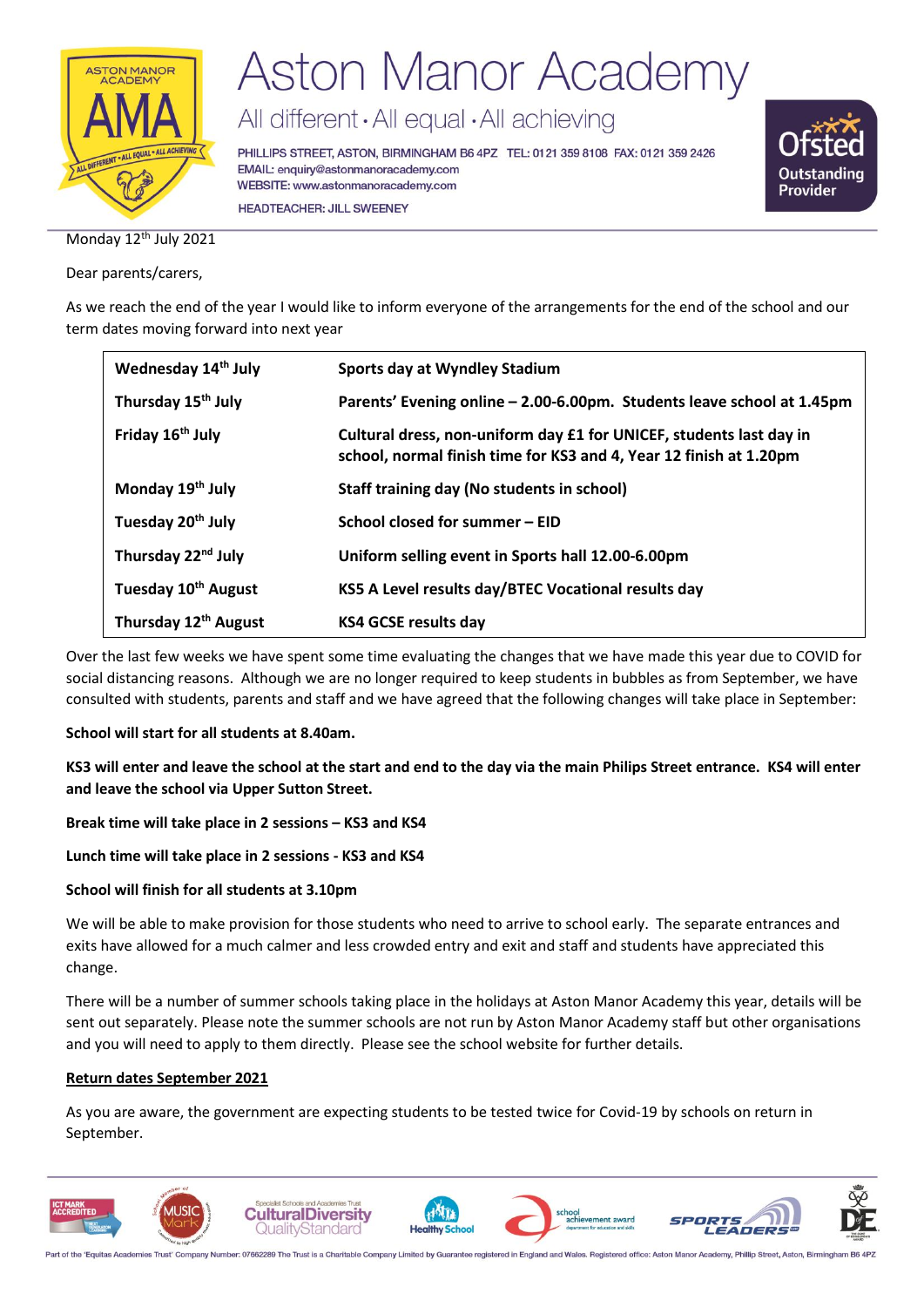# Aston Manor Academy

All different • All equal • All achieving

PHILLIPS STREET, ASTON, BIRMINGHAM B6 4PZ TEL: 0121 359 8108 FAX: 0121 359 2426
EMAIL: enquiry@astonmanoracademy.com
WEBSITE: www.astonmanoracademy.com
HEADTEACHER: JILL SWEENEY

Monday 12th July 2021

Dear parents/carers,

As we reach the end of the year I would like to inform everyone of the arrangements for the end of the school and our term dates moving forward into next year

| | |
|---|---|
| **Wednesday 14th July** | **Sports day at Wyndley Stadium** |
| **Thursday 15th July** | **Parents' Evening online – 2.00-6.00pm. Students leave school at 1.45pm** |
| **Friday 16th July** | **Cultural dress, non-uniform day £1 for UNICEF, students last day in school, normal finish time for KS3 and 4, Year 12 finish at 1.20pm** |
| **Monday 19th July** | **Staff training day (No students in school)** |
| **Tuesday 20th July** | **School closed for summer – EID** |
| **Thursday 22nd July** | **Uniform selling event in Sports hall 12.00-6.00pm** |
| **Tuesday 10th August** | **KS5 A Level results day/BTEC Vocational results day** |
| **Thursday 12th August** | **KS4 GCSE results day** |

Over the last few weeks we have spent some time evaluating the changes that we have made this year due to COVID for social distancing reasons. Although we are no longer required to keep students in bubbles as from September, we have consulted with students, parents and staff and we have agreed that the following changes will take place in September:

**School will start for all students at 8.40am.**

**KS3 will enter and leave the school at the start and end to the day via the main Philips Street entrance. KS4 will enter and leave the school via Upper Sutton Street.**

**Break time will take place in 2 sessions – KS3 and KS4**

**Lunch time will take place in 2 sessions - KS3 and KS4**

**School will finish for all students at 3.10pm**

We will be able to make provision for those students who need to arrive to school early. The separate entrances and exits have allowed for a much calmer and less crowded entry and exit and staff and students have appreciated this change.

There will be a number of summer schools taking place in the holidays at Aston Manor Academy this year, details will be sent out separately. Please note the summer schools are not run by Aston Manor Academy staff but other organisations and you will need to apply to them directly. Please see the school website for further details.

**Return dates September 2021**

As you are aware, the government are expecting students to be tested twice for Covid-19 by schools on return in September.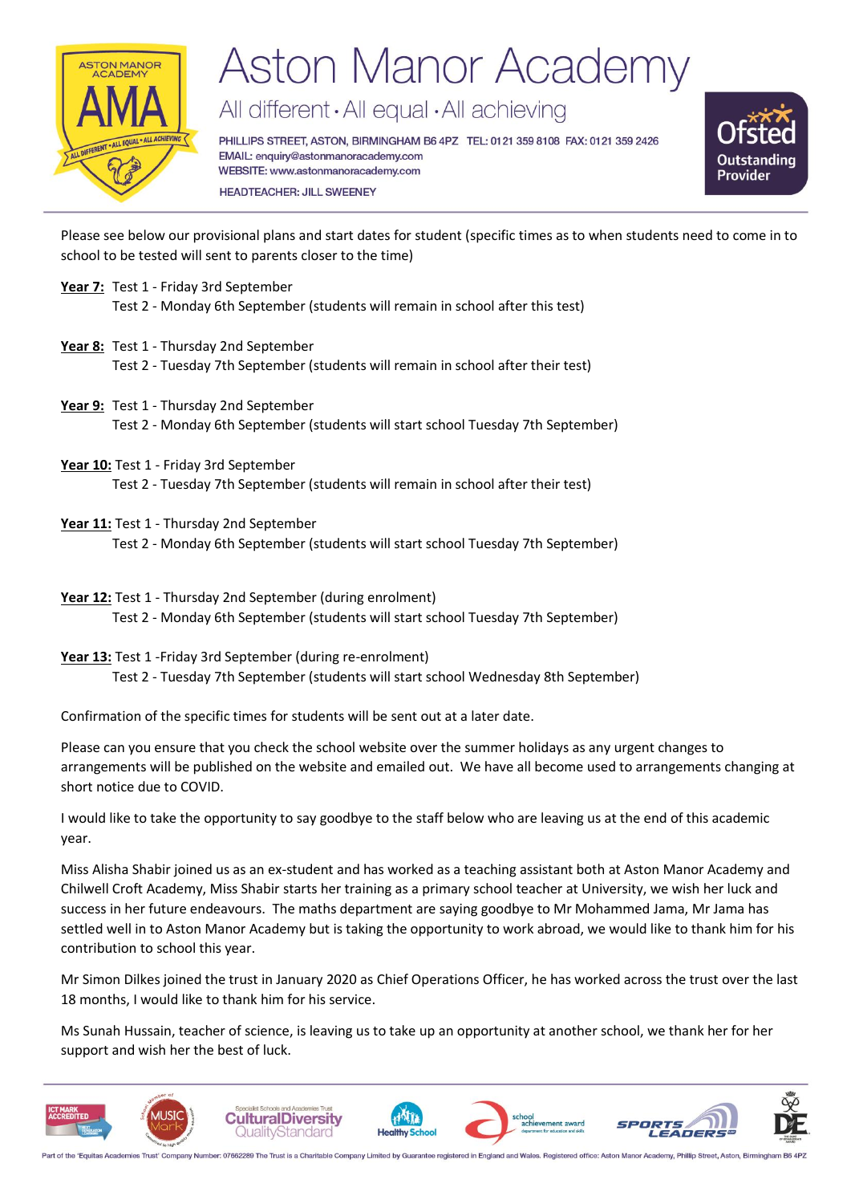Please see below our provisional plans and start dates for student (specific times as to when students need to come in to school to be tested will sent to parents closer to the time)

**Year 7:** Test 1 - Friday 3rd September
Test 2 - Monday 6th September (students will remain in school after this test)

**Year 8:** Test 1 - Thursday 2nd September
Test 2 - Tuesday 7th September (students will remain in school after their test)

**Year 9:** Test 1 - Thursday 2nd September
Test 2 - Monday 6th September (students will start school Tuesday 7th September)

**Year 10:** Test 1 - Friday 3rd September
Test 2 - Tuesday 7th September (students will remain in school after their test)

**Year 11:** Test 1 - Thursday 2nd September
Test 2 - Monday 6th September (students will start school Tuesday 7th September)

**Year 12:** Test 1 - Thursday 2nd September (during enrolment)
Test 2 - Monday 6th September (students will start school Tuesday 7th September)

**Year 13:** Test 1 -Friday 3rd September (during re-enrolment)
Test 2 - Tuesday 7th September (students will start school Wednesday 8th September)

Confirmation of the specific times for students will be sent out at a later date.

Please can you ensure that you check the school website over the summer holidays as any urgent changes to arrangements will be published on the website and emailed out. We have all become used to arrangements changing at short notice due to COVID.

I would like to take the opportunity to say goodbye to the staff below who are leaving us at the end of this academic year.

Miss Alisha Shabir joined us as an ex-student and has worked as a teaching assistant both at Aston Manor Academy and Chilwell Croft Academy, Miss Shabir starts her training as a primary school teacher at University, we wish her luck and success in her future endeavours. The maths department are saying goodbye to Mr Mohammed Jama, Mr Jama has settled well in to Aston Manor Academy but is taking the opportunity to work abroad, we would like to thank him for his contribution to school this year.

Mr Simon Dilkes joined the trust in January 2020 as Chief Operations Officer, he has worked across the trust over the last 18 months, I would like to thank him for his service.

Ms Sunah Hussain, teacher of science, is leaving us to take up an opportunity at another school, we thank her for her support and wish her the best of luck.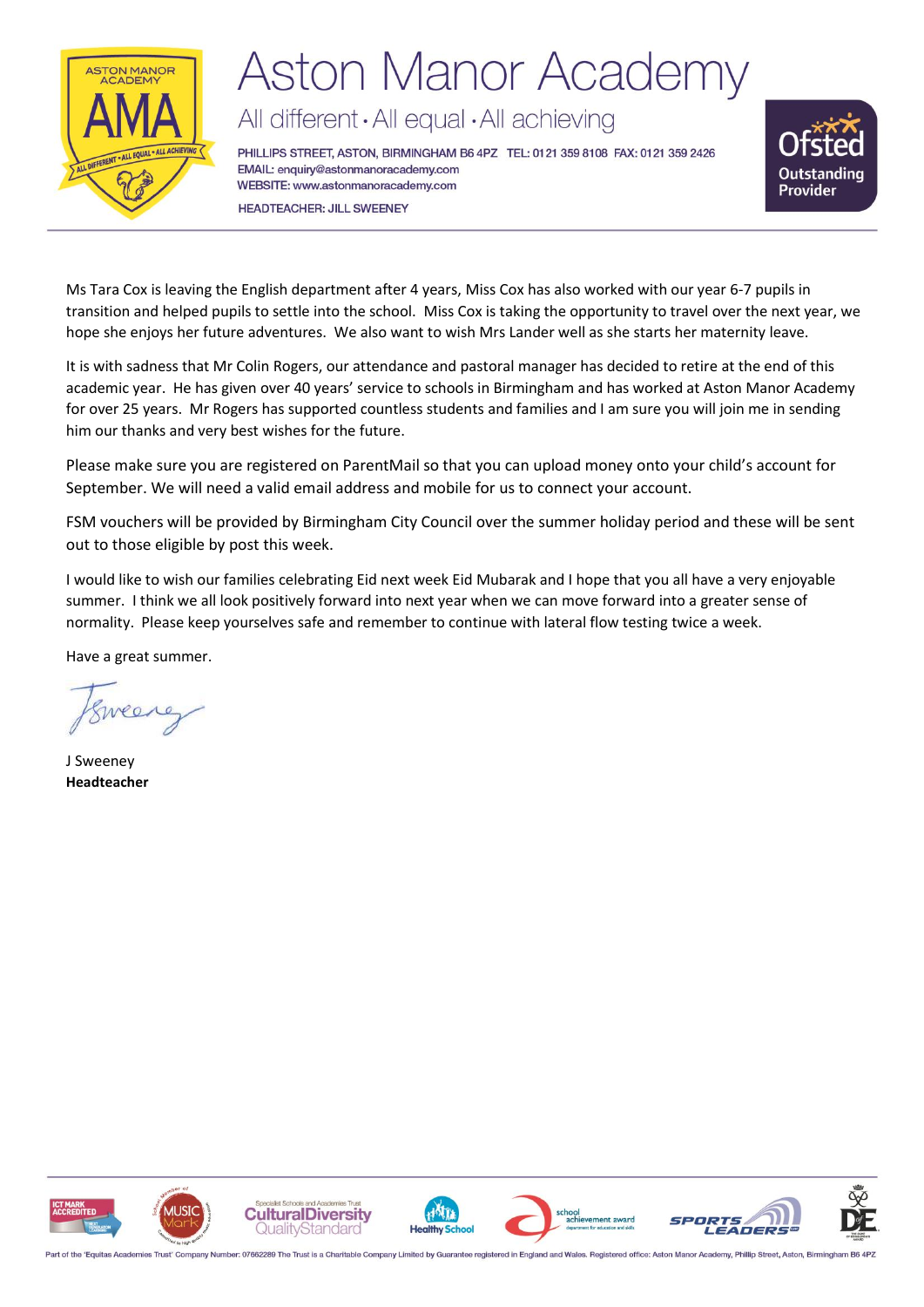# Aston Manor Academy

All different · All equal · All achieving

PHILLIPS STREET, ASTON, BIRMINGHAM B6 4PZ TEL: 0121 359 8108 FAX: 0121 359 2426
EMAIL: enquiry@astonmanoracademy.com
WEBSITE: www.astonmanoracademy.com

HEADTEACHER: JILL SWEENEY

Ms Tara Cox is leaving the English department after 4 years, Miss Cox has also worked with our year 6-7 pupils in transition and helped pupils to settle into the school. Miss Cox is taking the opportunity to travel over the next year, we hope she enjoys her future adventures. We also want to wish Mrs Lander well as she starts her maternity leave.

It is with sadness that Mr Colin Rogers, our attendance and pastoral manager has decided to retire at the end of this academic year. He has given over 40 years' service to schools in Birmingham and has worked at Aston Manor Academy for over 25 years. Mr Rogers has supported countless students and families and I am sure you will join me in sending him our thanks and very best wishes for the future.

Please make sure you are registered on ParentMail so that you can upload money onto your child's account for September. We will need a valid email address and mobile for us to connect your account.

FSM vouchers will be provided by Birmingham City Council over the summer holiday period and these will be sent out to those eligible by post this week.

I would like to wish our families celebrating Eid next week Eid Mubarak and I hope that you all have a very enjoyable summer. I think we all look positively forward into next year when we can move forward into a greater sense of normality. Please keep yourselves safe and remember to continue with lateral flow testing twice a week.

Have a great summer.

J Sweeney
**Headteacher**

Part of the 'Equitas Academies Trust' Company Number: 07662289 The Trust is a Charitable Company Limited by Guarantee registered in England and Wales. Registered office: Aston Manor Academy, Phillip Street, Aston, Birmingham B6 4PZ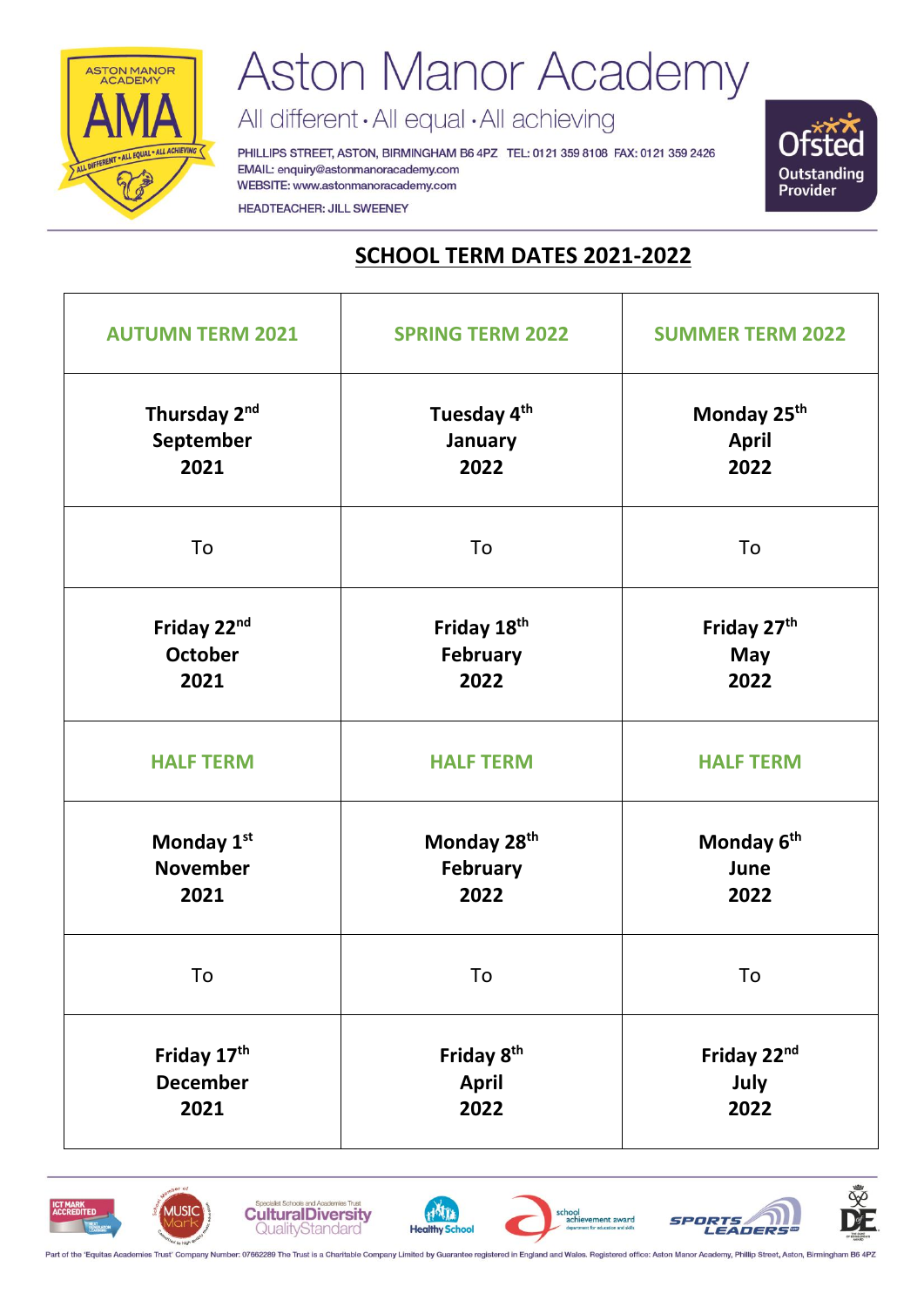# Aston Manor Academy

All different · All equal · All achieving

PHILLIPS STREET, ASTON, BIRMINGHAM B6 4PZ TEL: 0121 359 8108 FAX: 0121 359 2426
EMAIL: enquiry@astonmanoracademy.com
WEBSITE: www.astonmanoracademy.com

HEADTEACHER: JILL SWEENEY

## SCHOOL TERM DATES 2021-2022

| AUTUMN TERM 2021 | SPRING TERM 2022 | SUMMER TERM 2022 |
|---|---|---|
| **Thursday 2nd September 2021** | **Tuesday 4th January 2022** | **Monday 25th April 2022** |
| To | To | To |
| **Friday 22nd October 2021** | **Friday 18th February 2022** | **Friday 27th May 2022** |
| HALF TERM | HALF TERM | HALF TERM |
| **Monday 1st November 2021** | **Monday 28th February 2022** | **Monday 6th June 2022** |
| To | To | To |
| **Friday 17th December 2021** | **Friday 8th April 2022** | **Friday 22nd July 2022** |

Part of the 'Equitas Academies Trust' Company Number: 07662289 The Trust is a Charitable Company Limited by Guarantee registered in England and Wales. Registered office: Aston Manor Academy, Phillip Street, Aston, Birmingham B6 4PZ